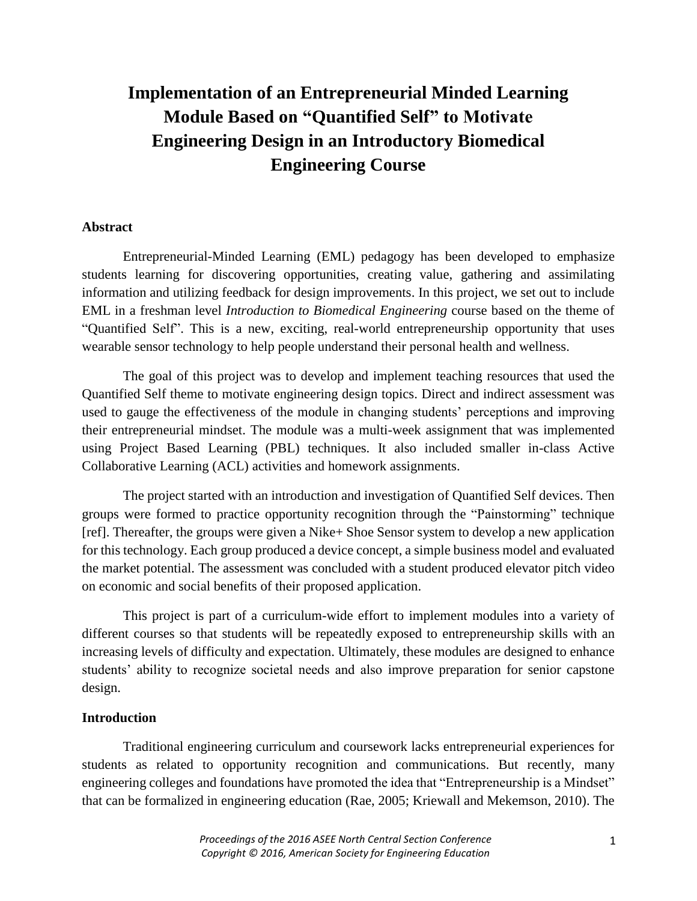# Implementation of an Entrepreneurial Minded Learning Module Based on "Quantified Self" to Motivate Engineering Design in an Introductory Biomedical Engineering Course

## Abstract

Entrepreneurial-Minded Learning (EML) pedagogy has been developed to emphasize students learning for discovering opportunities, creating value, gathering and assimilating information and utilizing feedback for design improvements. In this project, we set out to include EML in a freshman level *Introduction to Biomedical Engineering* course based on the theme of "Quantified Self". This is a new, exciting, real-world entrepreneurship opportunity that uses wearable sensor technology to help people understand their personal health and wellness.

The goal of this project was to develop and implement teaching resources that used the Quantified Self theme to motivate engineering design topics. Direct and indirect assessment was used to gauge the effectiveness of the module in changing students' perceptions and improving their entrepreneurial mindset. The module was a multi-week assignment that was implemented using Project Based Learning (PBL) techniques. It also included smaller in-class Active Collaborative Learning (ACL) activities and homework assignments.

The project started with an introduction and investigation of Quantified Self devices. Then groups were formed to practice opportunity recognition through the "Painstorming" technique [ref]. Thereafter, the groups were given a Nike+ Shoe Sensor system to develop a new application for this technology. Each group produced a device concept, a simple business model and evaluated the market potential. The assessment was concluded with a student produced elevator pitch video on economic and social benefits of their proposed application.

This project is part of a curriculum-wide effort to implement modules into a variety of different courses so that students will be repeatedly exposed to entrepreneurship skills with an increasing levels of difficulty and expectation. Ultimately, these modules are designed to enhance students' ability to recognize societal needs and also improve preparation for senior capstone design.

## Introduction

Traditional engineering curriculum and coursework lacks entrepreneurial experiences for students as related to opportunity recognition and communications. But recently, many engineering colleges and foundations have promoted the idea that "Entrepreneurship is a Mindset" that can be formalized in engineering education (Rae, 2005; Kriewall and Mekemson, 2010). The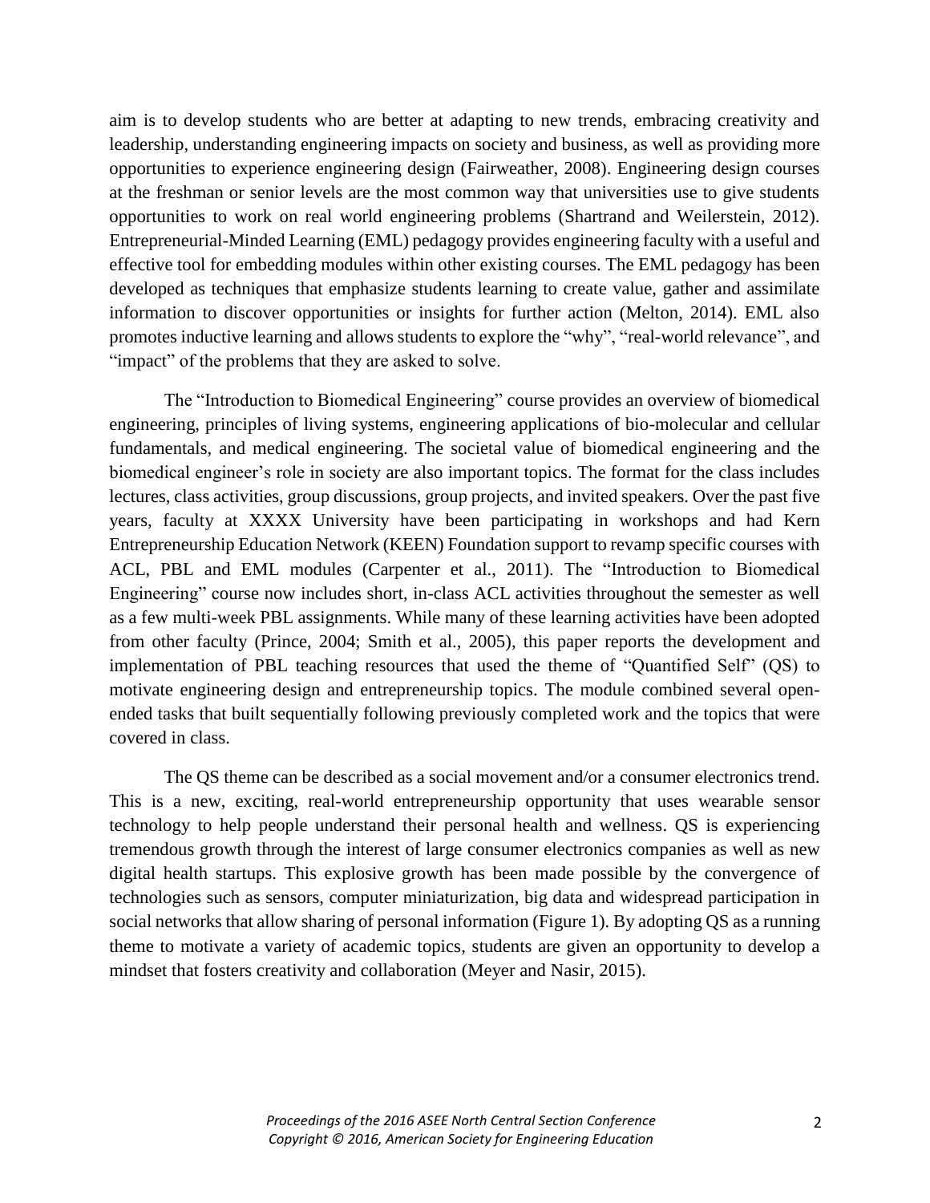aim is to develop students who are better at adapting to new trends, embracing creativity and leadership, understanding engineering impacts on society and business, as well as providing more opportunities to experience engineering design (Fairweather, 2008). Engineering design courses at the freshman or senior levels are the most common way that universities use to give students opportunities to work on real world engineering problems (Shartrand and Weilerstein, 2012). Entrepreneurial-Minded Learning (EML) pedagogy provides engineering faculty with a useful and effective tool for embedding modules within other existing courses. The EML pedagogy has been developed as techniques that emphasize students learning to create value, gather and assimilate information to discover opportunities or insights for further action (Melton, 2014). EML also promotes inductive learning and allows students to explore the "why", "real-world relevance", and "impact" of the problems that they are asked to solve.

The "Introduction to Biomedical Engineering" course provides an overview of biomedical engineering, principles of living systems, engineering applications of bio-molecular and cellular fundamentals, and medical engineering. The societal value of biomedical engineering and the biomedical engineer's role in society are also important topics. The format for the class includes lectures, class activities, group discussions, group projects, and invited speakers. Over the past five years, faculty at XXXX University have been participating in workshops and had Kern Entrepreneurship Education Network (KEEN) Foundation support to revamp specific courses with ACL, PBL and EML modules (Carpenter et al., 2011). The "Introduction to Biomedical Engineering" course now includes short, in-class ACL activities throughout the semester as well as a few multi-week PBL assignments. While many of these learning activities have been adopted from other faculty (Prince, 2004; Smith et al., 2005), this paper reports the development and implementation of PBL teaching resources that used the theme of "Quantified Self" (QS) to motivate engineering design and entrepreneurship topics. The module combined several open-ended tasks that built sequentially following previously completed work and the topics that were covered in class.

The QS theme can be described as a social movement and/or a consumer electronics trend. This is a new, exciting, real-world entrepreneurship opportunity that uses wearable sensor technology to help people understand their personal health and wellness. QS is experiencing tremendous growth through the interest of large consumer electronics companies as well as new digital health startups. This explosive growth has been made possible by the convergence of technologies such as sensors, computer miniaturization, big data and widespread participation in social networks that allow sharing of personal information (Figure 1). By adopting QS as a running theme to motivate a variety of academic topics, students are given an opportunity to develop a mindset that fosters creativity and collaboration (Meyer and Nasir, 2015).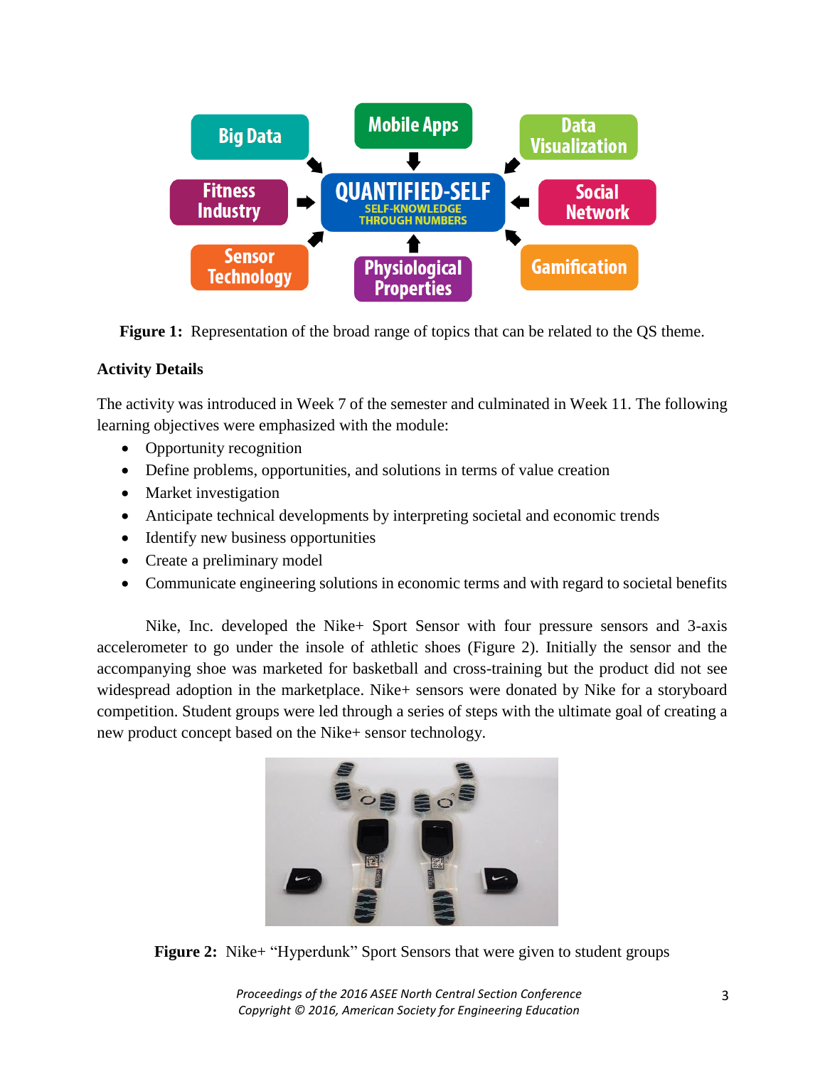**Figure 1:** Representation of the broad range of topics that can be related to the QS theme.

**Activity Details**

The activity was introduced in Week 7 of the semester and culminated in Week 11. The following learning objectives were emphasized with the module:

- Opportunity recognition
- Define problems, opportunities, and solutions in terms of value creation
- Market investigation
- Anticipate technical developments by interpreting societal and economic trends
- Identify new business opportunities
- Create a preliminary model
- Communicate engineering solutions in economic terms and with regard to societal benefits

Nike, Inc. developed the Nike+ Sport Sensor with four pressure sensors and 3-axis accelerometer to go under the insole of athletic shoes (Figure 2). Initially the sensor and the accompanying shoe was marketed for basketball and cross-training but the product did not see widespread adoption in the marketplace. Nike+ sensors were donated by Nike for a storyboard competition. Student groups were led through a series of steps with the ultimate goal of creating a new product concept based on the Nike+ sensor technology.

**Figure 2:** Nike+ "Hyperdunk" Sport Sensors that were given to student groups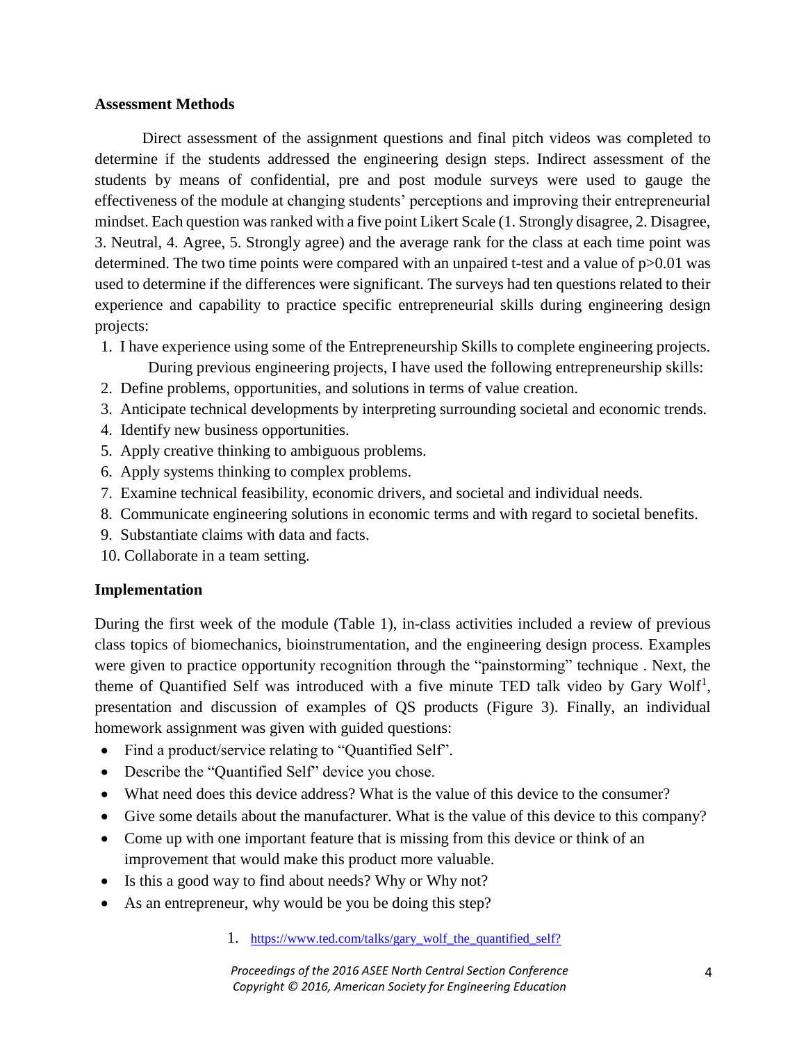**Assessment Methods**

Direct assessment of the assignment questions and final pitch videos was completed to determine if the students addressed the engineering design steps. Indirect assessment of the students by means of confidential, pre and post module surveys were used to gauge the effectiveness of the module at changing students' perceptions and improving their entrepreneurial mindset. Each question was ranked with a five point Likert Scale (1. Strongly disagree, 2. Disagree, 3. Neutral, 4. Agree, 5. Strongly agree) and the average rank for the class at each time point was determined. The two time points were compared with an unpaired t-test and a value of $p>0.01$ was used to determine if the differences were significant. The surveys had ten questions related to their experience and capability to practice specific entrepreneurial skills during engineering design projects:

1. I have experience using some of the Entrepreneurship Skills to complete engineering projects.
   During previous engineering projects, I have used the following entrepreneurship skills:
2. Define problems, opportunities, and solutions in terms of value creation.
3. Anticipate technical developments by interpreting surrounding societal and economic trends.
4. Identify new business opportunities.
5. Apply creative thinking to ambiguous problems.
6. Apply systems thinking to complex problems.
7. Examine technical feasibility, economic drivers, and societal and individual needs.
8. Communicate engineering solutions in economic terms and with regard to societal benefits.
9. Substantiate claims with data and facts.
10. Collaborate in a team setting.

**Implementation**

During the first week of the module (Table 1), in-class activities included a review of previous class topics of biomechanics, bioinstrumentation, and the engineering design process. Examples were given to practice opportunity recognition through the "painstorming" technique . Next, the theme of Quantified Self was introduced with a five minute TED talk video by Gary Wolf[1], presentation and discussion of examples of QS products (Figure 3). Finally, an individual homework assignment was given with guided questions:

- Find a product/service relating to "Quantified Self".
- Describe the "Quantified Self" device you chose.
- What need does this device address? What is the value of this device to the consumer?
- Give some details about the manufacturer. What is the value of this device to this company?
- Come up with one important feature that is missing from this device or think of an improvement that would make this product more valuable.
- Is this a good way to find about needs? Why or Why not?
- As an entrepreneur, why would be you be doing this step?

1. https://www.ted.com/talks/gary_wolf_the_quantified_self?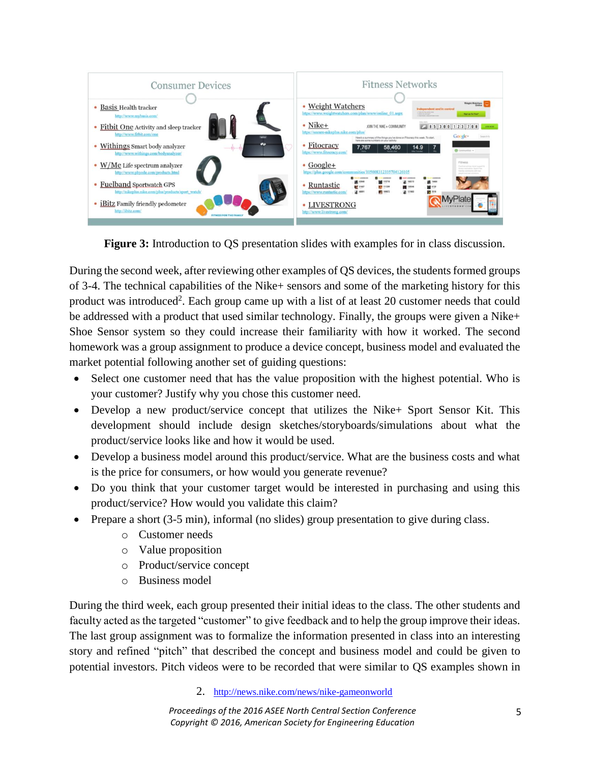**Figure 3:** Introduction to QS presentation slides with examples for in class discussion.

During the second week, after reviewing other examples of QS devices, the students formed groups of 3-4. The technical capabilities of the Nike+ sensors and some of the marketing history for this product was introduced[2]. Each group came up with a list of at least 20 customer needs that could be addressed with a product that used similar technology. Finally, the groups were given a Nike+ Shoe Sensor system so they could increase their familiarity with how it worked. The second homework was a group assignment to produce a device concept, business model and evaluated the market potential following another set of guiding questions:

- Select one customer need that has the value proposition with the highest potential. Who is your customer? Justify why you chose this customer need.
- Develop a new product/service concept that utilizes the Nike+ Sport Sensor Kit. This development should include design sketches/storyboards/simulations about what the product/service looks like and how it would be used.
- Develop a business model around this product/service. What are the business costs and what is the price for consumers, or how would you generate revenue?
- Do you think that your customer target would be interested in purchasing and using this product/service? How would you validate this claim?
- Prepare a short (3-5 min), informal (no slides) group presentation to give during class.
  - Customer needs
  - Value proposition
  - Product/service concept
  - Business model

During the third week, each group presented their initial ideas to the class. The other students and faculty acted as the targeted "customer" to give feedback and to help the group improve their ideas. The last group assignment was to formalize the information presented in class into an interesting story and refined "pitch" that described the concept and business model and could be given to potential investors. Pitch videos were to be recorded that were similar to QS examples shown in

2. http://news.nike.com/news/nike-gameonworld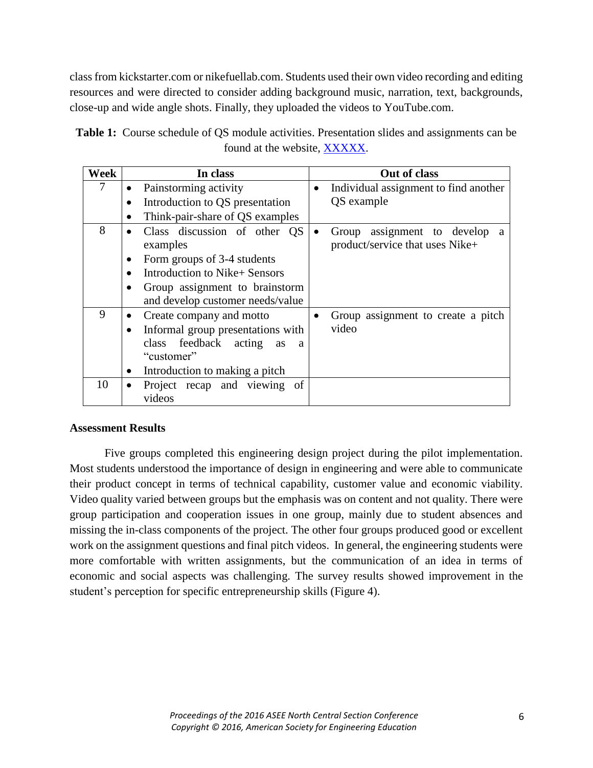class from kickstarter.com or nikefuellab.com. Students used their own video recording and editing resources and were directed to consider adding background music, narration, text, backgrounds, close-up and wide angle shots. Finally, they uploaded the videos to YouTube.com.

**Table 1:** Course schedule of QS module activities. Presentation slides and assignments can be found at the website, XXXXX.

| Week | In class | Out of class |
|---|---|---|
| 7 | • Painstorming activity<br>• Introduction to QS presentation<br>• Think-pair-share of QS examples | • Individual assignment to find another QS example |
| 8 | • Class discussion of other QS examples<br>• Form groups of 3-4 students<br>• Introduction to Nike+ Sensors<br>• Group assignment to brainstorm and develop customer needs/value | • Group assignment to develop a product/service that uses Nike+ |
| 9 | • Create company and motto<br>• Informal group presentations with class feedback acting as a "customer"<br>• Introduction to making a pitch | • Group assignment to create a pitch video |
| 10 | • Project recap and viewing of videos | |

**Assessment Results**

Five groups completed this engineering design project during the pilot implementation. Most students understood the importance of design in engineering and were able to communicate their product concept in terms of technical capability, customer value and economic viability. Video quality varied between groups but the emphasis was on content and not quality. There were group participation and cooperation issues in one group, mainly due to student absences and missing the in-class components of the project. The other four groups produced good or excellent work on the assignment questions and final pitch videos. In general, the engineering students were more comfortable with written assignments, but the communication of an idea in terms of economic and social aspects was challenging. The survey results showed improvement in the student's perception for specific entrepreneurship skills (Figure 4).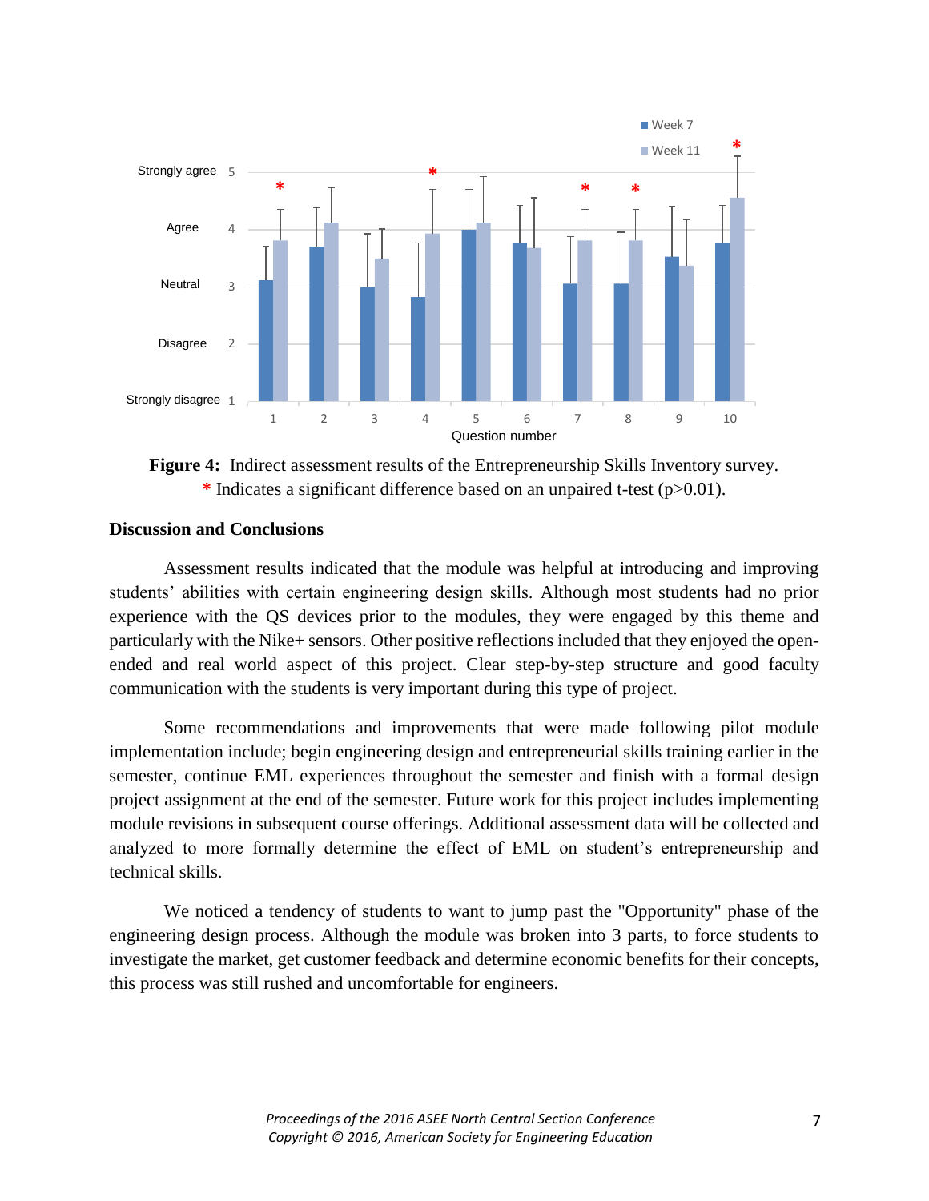**Figure 4:** Indirect assessment results of the Entrepreneurship Skills Inventory survey. * Indicates a significant difference based on an unpaired t-test (p>0.01).

## Discussion and Conclusions

Assessment results indicated that the module was helpful at introducing and improving students' abilities with certain engineering design skills. Although most students had no prior experience with the QS devices prior to the modules, they were engaged by this theme and particularly with the Nike+ sensors. Other positive reflections included that they enjoyed the open-ended and real world aspect of this project. Clear step-by-step structure and good faculty communication with the students is very important during this type of project.

Some recommendations and improvements that were made following pilot module implementation include; begin engineering design and entrepreneurial skills training earlier in the semester, continue EML experiences throughout the semester and finish with a formal design project assignment at the end of the semester. Future work for this project includes implementing module revisions in subsequent course offerings. Additional assessment data will be collected and analyzed to more formally determine the effect of EML on student's entrepreneurship and technical skills.

We noticed a tendency of students to want to jump past the "Opportunity" phase of the engineering design process. Although the module was broken into 3 parts, to force students to investigate the market, get customer feedback and determine economic benefits for their concepts, this process was still rushed and uncomfortable for engineers.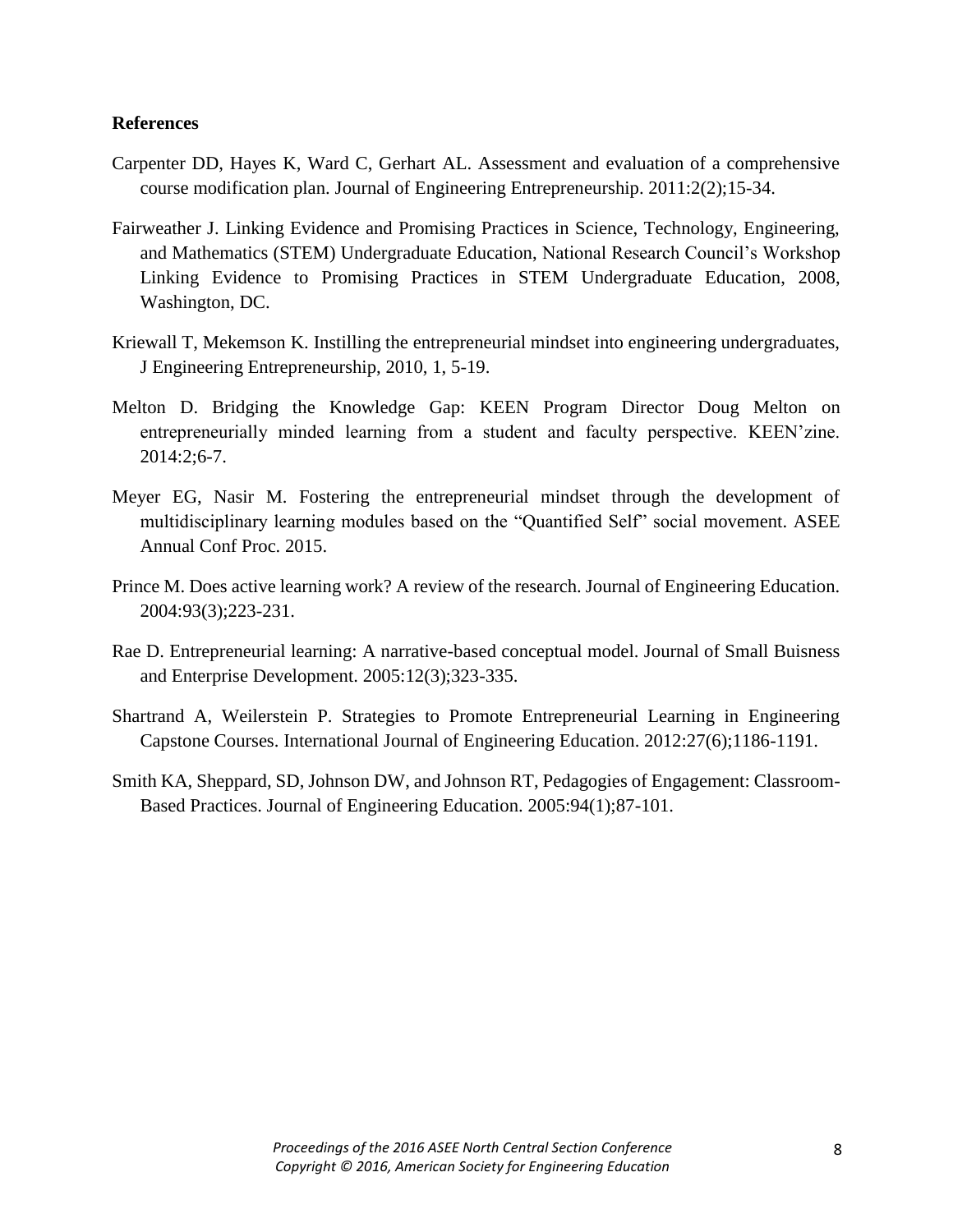**References**

Carpenter DD, Hayes K, Ward C, Gerhart AL. Assessment and evaluation of a comprehensive course modification plan. Journal of Engineering Entrepreneurship. 2011:2(2);15-34.

Fairweather J. Linking Evidence and Promising Practices in Science, Technology, Engineering, and Mathematics (STEM) Undergraduate Education, National Research Council's Workshop Linking Evidence to Promising Practices in STEM Undergraduate Education, 2008, Washington, DC.

Kriewall T, Mekemson K. Instilling the entrepreneurial mindset into engineering undergraduates, J Engineering Entrepreneurship, 2010, 1, 5-19.

Melton D. Bridging the Knowledge Gap: KEEN Program Director Doug Melton on entrepreneurially minded learning from a student and faculty perspective. KEEN'zine. 2014:2;6-7.

Meyer EG, Nasir M. Fostering the entrepreneurial mindset through the development of multidisciplinary learning modules based on the "Quantified Self" social movement. ASEE Annual Conf Proc. 2015.

Prince M. Does active learning work? A review of the research. Journal of Engineering Education. 2004:93(3);223-231.

Rae D. Entrepreneurial learning: A narrative-based conceptual model. Journal of Small Buisness and Enterprise Development. 2005:12(3);323-335.

Shartrand A, Weilerstein P. Strategies to Promote Entrepreneurial Learning in Engineering Capstone Courses. International Journal of Engineering Education. 2012:27(6);1186-1191.

Smith KA, Sheppard, SD, Johnson DW, and Johnson RT, Pedagogies of Engagement: Classroom-Based Practices. Journal of Engineering Education. 2005:94(1);87-101.